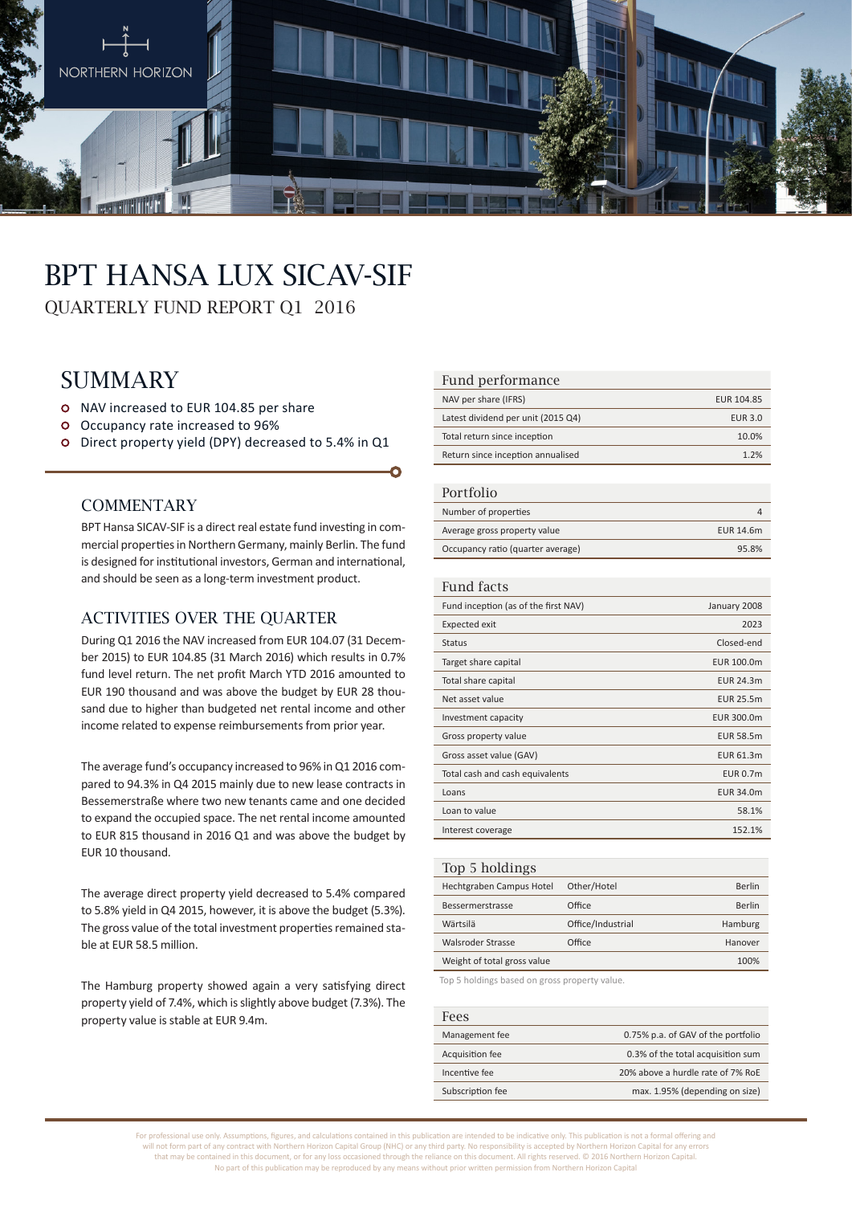NORTHERN HORIZON

# BPT HANSA LUX SICAV-SIF

QUARTERLY FUND REPORT Q1 2016

## SUMMARY

- NAV increased to EUR 104.85 per share
- Occupancy rate increased to 96%
- Direct property yield (DPY) decreased to 5.4% in Q1

### COMMENTARY

BPT Hansa SICAV-SIF is a direct real estate fund investing in commercial properties in Northern Germany, mainly Berlin. The fund is designed for institutional investors, German and international, and should be seen as a long-term investment product.

### ACTIVITIES OVER THE QUARTER

During Q1 2016 the NAV increased from EUR 104.07 (31 December 2015) to EUR 104.85 (31 March 2016) which results in 0.7% fund level return. The net profit March YTD 2016 amounted to EUR 190 thousand and was above the budget by EUR 28 thousand due to higher than budgeted net rental income and other income related to expense reimbursements from prior year.

The average fund's occupancy increased to 96% in Q1 2016 compared to 94.3% in Q4 2015 mainly due to new lease contracts in Bessemerstraße where two new tenants came and one decided to expand the occupied space. The net rental income amounted to EUR 815 thousand in 2016 Q1 and was above the budget by EUR 10 thousand.

The average direct property yield decreased to 5.4% compared to 5.8% yield in Q4 2015, however, it is above the budget (5.3%). The gross value of the total investment properties remained stable at EUR 58.5 million.

The Hamburg property showed again a very satisfying direct property yield of 7.4%, which is slightly above budget (7.3%). The property value is stable at EUR 9.4m.

| Fund performance | |
|---|---|
| NAV per share (IFRS) | EUR 104.85 |
| Latest dividend per unit (2015 Q4) | EUR 3.0 |
| Total return since inception | 10.0% |
| Return since inception annualised | 1.2% |

| Portfolio | |
|---|---|
| Number of properties | 4 |
| Average gross property value | EUR 14.6m |
| Occupancy ratio (quarter average) | 95.8% |

| Fund facts | |
|---|---|
| Fund inception (as of the first NAV) | January 2008 |
| Expected exit | 2023 |
| Status | Closed-end |
| Target share capital | EUR 100.0m |
| Total share capital | EUR 24.3m |
| Net asset value | EUR 25.5m |
| Investment capacity | EUR 300.0m |
| Gross property value | EUR 58.5m |
| Gross asset value (GAV) | EUR 61.3m |
| Total cash and cash equivalents | EUR 0.7m |
| Loans | EUR 34.0m |
| Loan to value | 58.1% |
| Interest coverage | 152.1% |

| Top 5 holdings | | |
|---|---|---|
| Hechtgraben Campus Hotel | Other/Hotel | Berlin |
| Bessermerstrasse | Office | Berlin |
| Wärtsilä | Office/Industrial | Hamburg |
| Walsroder Strasse | Office | Hanover |
| Weight of total gross value | | 100% |

Top 5 holdings based on gross property value.

| Fees | |
|---|---|
| Management fee | 0.75% p.a. of GAV of the portfolio |
| Acquisition fee | 0.3% of the total acquisition sum |
| Incentive fee | 20% above a hurdle rate of 7% RoE |
| Subscription fee | max. 1.95% (depending on size) |

For professional use only. Assumptions, figures, and calculations contained in this publication are intended to be indicative only. This publication is not a formal offering and will not form part of any contract with Northern Horizon Capital Group (NHC) or any third party. No responsibility is accepted by Northern Horizon Capital for any errors that may be contained in this document, or for any loss occasioned through the reliance on this document. All rights reserved. © 2016 Northern Horizon Capital. No part of this publication may be reproduced by any means without prior written permission from Northern Horizon Capital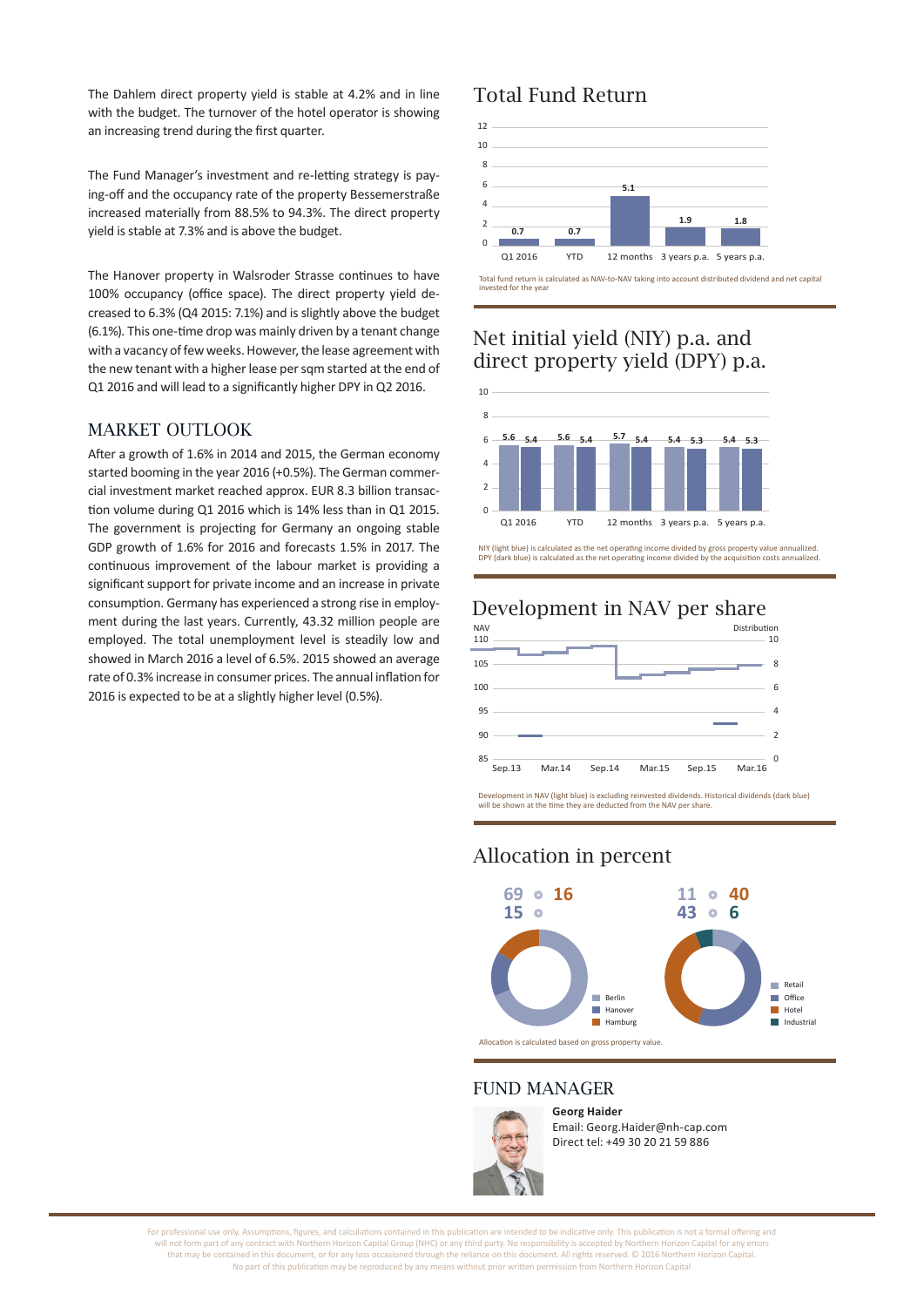The Dahlem direct property yield is stable at 4.2% and in line with the budget. The turnover of the hotel operator is showing an increasing trend during the first quarter.

The Fund Manager's investment and re-letting strategy is paying-off and the occupancy rate of the property Bessemerstraße increased materially from 88.5% to 94.3%. The direct property yield is stable at 7.3% and is above the budget.

The Hanover property in Walsroder Strasse continues to have 100% occupancy (office space). The direct property yield decreased to 6.3% (Q4 2015: 7.1%) and is slightly above the budget (6.1%). This one-time drop was mainly driven by a tenant change with a vacancy of few weeks. However, the lease agreement with the new tenant with a higher lease per sqm started at the end of Q1 2016 and will lead to a significantly higher DPY in Q2 2016.

## MARKET OUTLOOK

After a growth of 1.6% in 2014 and 2015, the German economy started booming in the year 2016 (+0.5%). The German commercial investment market reached approx. EUR 8.3 billion transaction volume during Q1 2016 which is 14% less than in Q1 2015. The government is projecting for Germany an ongoing stable GDP growth of 1.6% for 2016 and forecasts 1.5% in 2017. The continuous improvement of the labour market is providing a significant support for private income and an increase in private consumption. Germany has experienced a strong rise in employment during the last years. Currently, 43.32 million people are employed. The total unemployment level is steadily low and showed in March 2016 a level of 6.5%. 2015 showed an average rate of 0.3% increase in consumer prices. The annual inflation for 2016 is expected to be at a slightly higher level (0.5%).

## Total Fund Return

0.7 0.7 5.1 1.9 1.8

Q1 2016 YTD 12 months 3 years p.a. 5 years p.a.

Total fund return is calculated as NAV-to-NAV taking into account distributed dividend and net capital invested for the year

## Net initial yield (NIY) p.a. and direct property yield (DPY) p.a.

5.6 5.4 5.6 5.4 5.7 5.4 5.4 5.3 5.4 5.3

Q1 2016 YTD 12 months 3 years p.a. 5 years p.a.

NIY (light blue) is calculated as the net operating income divided by gross property value annualized.
DPY (dark blue) is calculated as the net operating income divided by the acquisition costs annualized.

## Development in NAV per share

NAV Distribution

Sep.13 Mar.14 Sep.14 Mar.15 Sep.15 Mar.16

Development in NAV (light blue) is excluding reinvested dividends. Historical dividends (dark blue) will be shown at the time they are deducted from the NAV per share.

## Allocation in percent

69 16 15

Berlin, Hanover, Hamburg

11 40 43 6

Retail, Office, Hotel, Industrial

Allocation is calculated based on gross property value.

## FUND MANAGER

**Georg Haider**
Email: Georg.Haider@nh-cap.com
Direct tel: +49 30 20 21 59 886

For professional use only. Assumptions, figures, and calculations contained in this publication are intended to be indicative only. This publication is not a formal offering and will not form part of any contract with Northern Horizon Capital Group (NHC) or any third party. No responsibility is accepted by Northern Horizon Capital for any errors that may be contained in this document, or for any loss occasioned through the reliance on this document. All rights reserved. © 2016 Northern Horizon Capital. No part of this publication may be reproduced by any means without prior written permission from Northern Horizon Capital